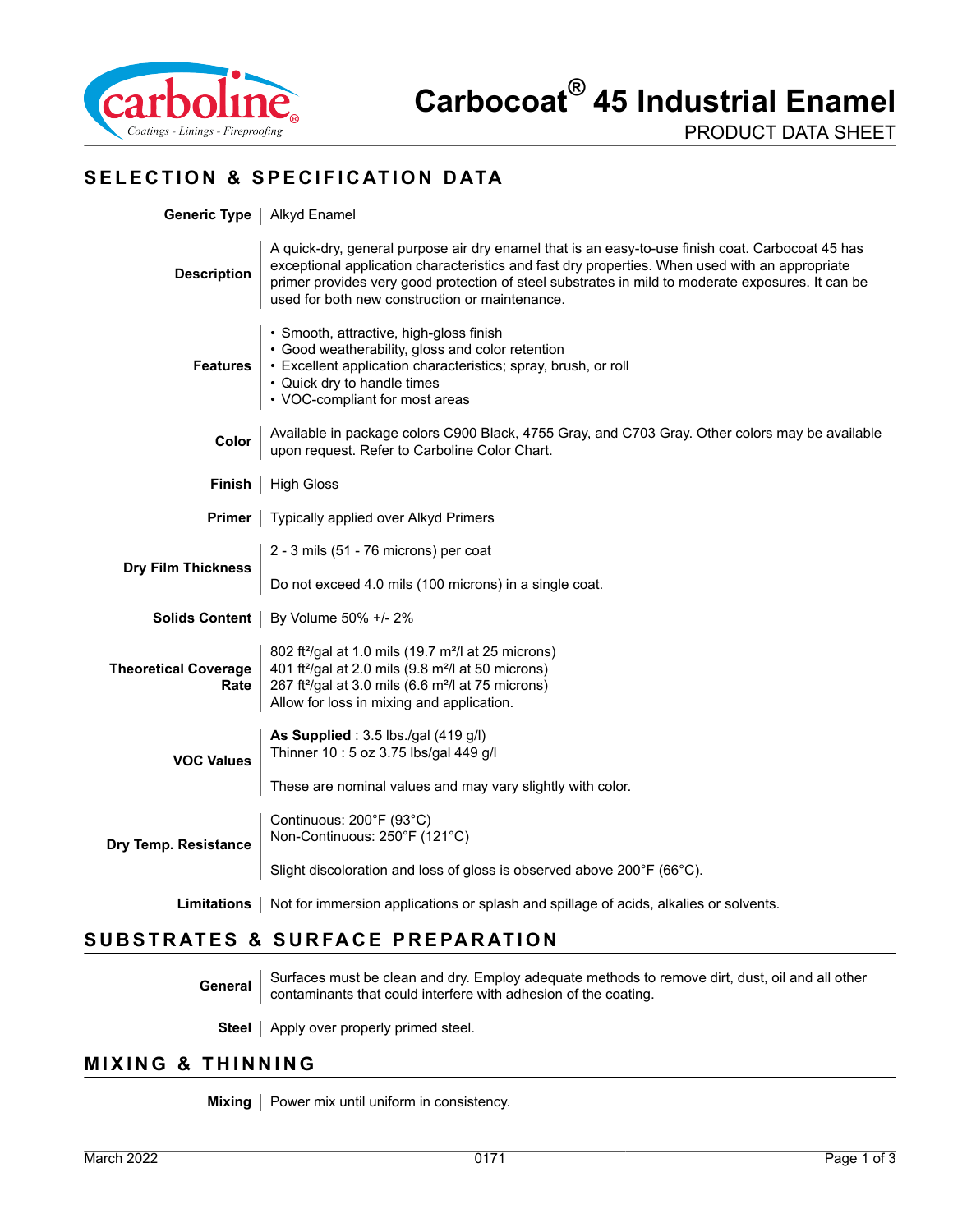# Carbocoat® 45 Industrial Enamel

PRODUCT DATA SHEET

## SELECTION & SPECIFICATION DATA

**Generic Type**

Alkyd Enamel

**Description**

A quick-dry, general purpose air dry enamel that is an easy-to-use finish coat. Carbocoat 45 has exceptional application characteristics and fast dry properties. When used with an appropriate primer provides very good protection of steel substrates in mild to moderate exposures. It can be used for both new construction or maintenance.

**Features**

- Smooth, attractive, high-gloss finish
- Good weatherability, gloss and color retention
- Excellent application characteristics; spray, brush, or roll
- Quick dry to handle times
- VOC-compliant for most areas

**Color**

Available in package colors C900 Black, 4755 Gray, and C703 Gray. Other colors may be available upon request. Refer to Carboline Color Chart.

**Finish**

High Gloss

**Primer**

Typically applied over Alkyd Primers

**Dry Film Thickness**

2 - 3 mils (51 - 76 microns) per coat

Do not exceed 4.0 mils (100 microns) in a single coat.

**Solids Content**

By Volume 50% +/- 2%

**Theoretical Coverage Rate**

802 ft²/gal at 1.0 mils (19.7 m²/l at 25 microns)
401 ft²/gal at 2.0 mils (9.8 m²/l at 50 microns)
267 ft²/gal at 3.0 mils (6.6 m²/l at 75 microns)
Allow for loss in mixing and application.

**VOC Values**

**As Supplied** : 3.5 lbs./gal (419 g/l)
Thinner 10 : 5 oz 3.75 lbs/gal 449 g/l

These are nominal values and may vary slightly with color.

**Dry Temp. Resistance**

Continuous: 200°F (93°C)
Non-Continuous: 250°F (121°C)

Slight discoloration and loss of gloss is observed above 200°F (66°C).

**Limitations**

Not for immersion applications or splash and spillage of acids, alkalies or solvents.

## SUBSTRATES & SURFACE PREPARATION

**General**

Surfaces must be clean and dry. Employ adequate methods to remove dirt, dust, oil and all other contaminants that could interfere with adhesion of the coating.

**Steel**

Apply over properly primed steel.

## MIXING & THINNING

**Mixing**

Power mix until uniform in consistency.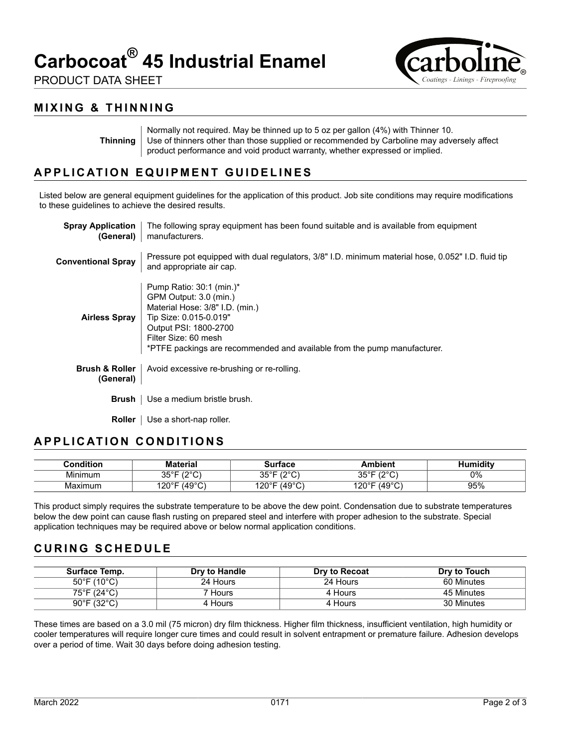# Carbocoat® 45 Industrial Enamel

PRODUCT DATA SHEET

## MIXING & THINNING

**Thinning** | Normally not required. May be thinned up to 5 oz per gallon (4%) with Thinner 10. Use of thinners other than those supplied or recommended by Carboline may adversely affect product performance and void product warranty, whether expressed or implied.

## APPLICATION EQUIPMENT GUIDELINES

Listed below are general equipment guidelines for the application of this product. Job site conditions may require modifications to these guidelines to achieve the desired results.

**Spray Application (General)** | The following spray equipment has been found suitable and is available from equipment manufacturers.

**Conventional Spray** | Pressure pot equipped with dual regulators, 3/8" I.D. minimum material hose, 0.052" I.D. fluid tip and appropriate air cap.

**Airless Spray** |
Pump Ratio: 30:1 (min.)*
GPM Output: 3.0 (min.)
Material Hose: 3/8" I.D. (min.)
Tip Size: 0.015-0.019"
Output PSI: 1800-2700
Filter Size: 60 mesh
*PTFE packings are recommended and available from the pump manufacturer.

**Brush & Roller (General)** | Avoid excessive re-brushing or re-rolling.

**Brush** | Use a medium bristle brush.

**Roller** | Use a short-nap roller.

## APPLICATION CONDITIONS

| Condition | Material | Surface | Ambient | Humidity |
|---|---|---|---|---|
| Minimum | 35°F (2°C) | 35°F (2°C) | 35°F (2°C) | 0% |
| Maximum | 120°F (49°C) | 120°F (49°C) | 120°F (49°C) | 95% |

This product simply requires the substrate temperature to be above the dew point. Condensation due to substrate temperatures below the dew point can cause flash rusting on prepared steel and interfere with proper adhesion to the substrate. Special application techniques may be required above or below normal application conditions.

## CURING SCHEDULE

| Surface Temp. | Dry to Handle | Dry to Recoat | Dry to Touch |
|---|---|---|---|
| 50°F (10°C) | 24 Hours | 24 Hours | 60 Minutes |
| 75°F (24°C) | 7 Hours | 4 Hours | 45 Minutes |
| 90°F (32°C) | 4 Hours | 4 Hours | 30 Minutes |

These times are based on a 3.0 mil (75 micron) dry film thickness. Higher film thickness, insufficient ventilation, high humidity or cooler temperatures will require longer cure times and could result in solvent entrapment or premature failure. Adhesion develops over a period of time. Wait 30 days before doing adhesion testing.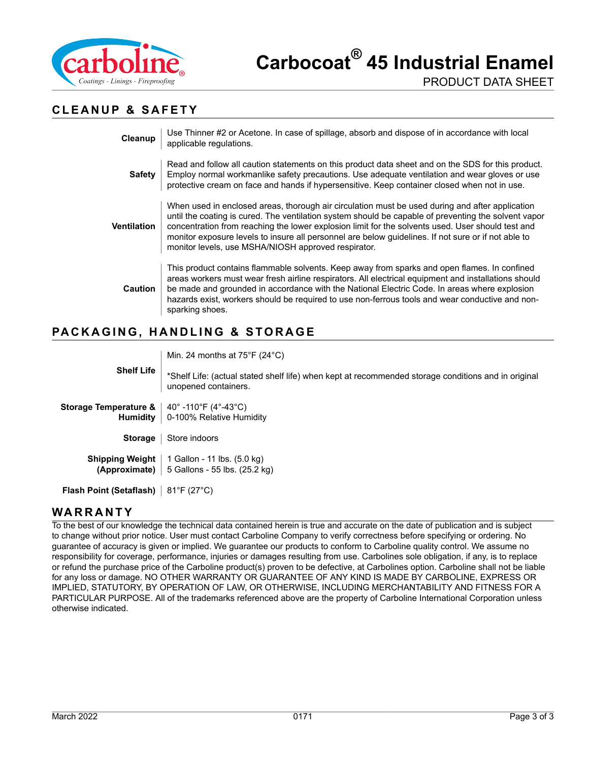# Carbocoat® 45 Industrial Enamel

PRODUCT DATA SHEET

## CLEANUP & SAFETY

| | |
|---|---|
| **Cleanup** | Use Thinner #2 or Acetone. In case of spillage, absorb and dispose of in accordance with local applicable regulations. |
| **Safety** | Read and follow all caution statements on this product data sheet and on the SDS for this product. Employ normal workmanlike safety precautions. Use adequate ventilation and wear gloves or use protective cream on face and hands if hypersensitive. Keep container closed when not in use. |
| **Ventilation** | When used in enclosed areas, thorough air circulation must be used during and after application until the coating is cured. The ventilation system should be capable of preventing the solvent vapor concentration from reaching the lower explosion limit for the solvents used. User should test and monitor exposure levels to insure all personnel are below guidelines. If not sure or if not able to monitor levels, use MSHA/NIOSH approved respirator. |
| **Caution** | This product contains flammable solvents. Keep away from sparks and open flames. In confined areas workers must wear fresh airline respirators. All electrical equipment and installations should be made and grounded in accordance with the National Electric Code. In areas where explosion hazards exist, workers should be required to use non-ferrous tools and wear conductive and non-sparking shoes. |

## PACKAGING, HANDLING & STORAGE

| | |
|---|---|
| **Shelf Life** | Min. 24 months at 75°F (24°C)<br><br>*Shelf Life: (actual stated shelf life) when kept at recommended storage conditions and in original unopened containers. |
| **Storage Temperature & Humidity** | 40° -110°F (4°-43°C)<br>0-100% Relative Humidity |
| **Storage** | Store indoors |
| **Shipping Weight (Approximate)** | 1 Gallon - 11 lbs. (5.0 kg)<br>5 Gallons - 55 lbs. (25.2 kg) |
| **Flash Point (Setaflash)** | 81°F (27°C) |

## WARRANTY

To the best of our knowledge the technical data contained herein is true and accurate on the date of publication and is subject to change without prior notice. User must contact Carboline Company to verify correctness before specifying or ordering. No guarantee of accuracy is given or implied. We guarantee our products to conform to Carboline quality control. We assume no responsibility for coverage, performance, injuries or damages resulting from use. Carbolines sole obligation, if any, is to replace or refund the purchase price of the Carboline product(s) proven to be defective, at Carbolines option. Carboline shall not be liable for any loss or damage. NO OTHER WARRANTY OR GUARANTEE OF ANY KIND IS MADE BY CARBOLINE, EXPRESS OR IMPLIED, STATUTORY, BY OPERATION OF LAW, OR OTHERWISE, INCLUDING MERCHANTABILITY AND FITNESS FOR A PARTICULAR PURPOSE. All of the trademarks referenced above are the property of Carboline International Corporation unless otherwise indicated.

March 2022 0171